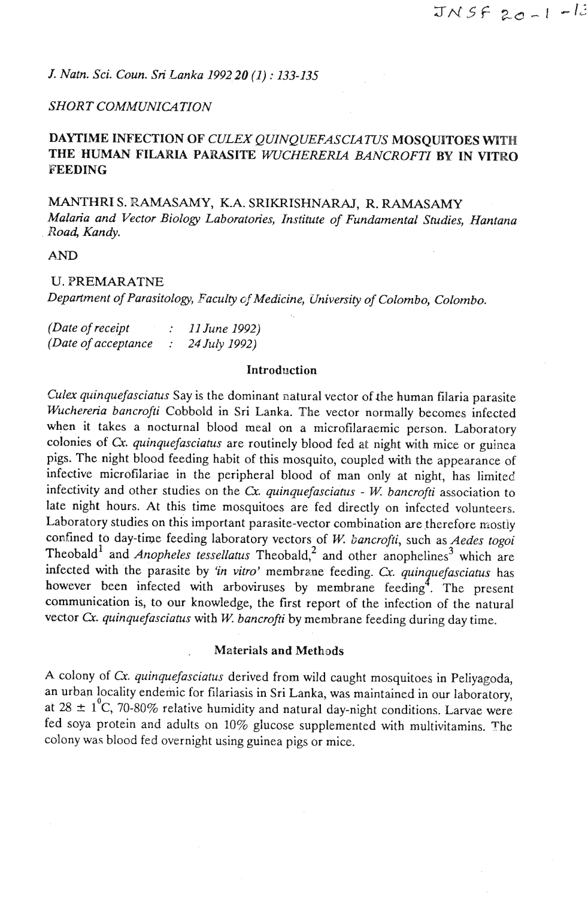*SHORT COMMUNICATION*

# DAYTIME INFECTION OF *CULEX QUINQUEFASCIATUS* MOSQUITOES WITH THE HUMAN FILARIA PARASITE *WUCHERERIA BANCROFTI* BY IN VITRO FEEDING

MANTHRI S. RAMASAMY, K.A. SRIKRISHNARAJ, R. RAMASAMY
*Malaria and Vector Biology Laboratories, Institute of Fundamental Studies, Hantana Road, Kandy.*

AND

U. PREMARATNE
*Department of Parasitology, Faculty of Medicine, University of Colombo, Colombo.*

*(Date of receipt : 11 June 1992)*
*(Date of acceptance : 24 July 1992)*

## Introduction

*Culex quinquefasciatus* Say is the dominant natural vector of the human filaria parasite *Wuchereria bancrofti* Cobbold in Sri Lanka. The vector normally becomes infected when it takes a nocturnal blood meal on a microfilaraemic person. Laboratory colonies of *Cx. quinquefasciatus* are routinely blood fed at night with mice or guinea pigs. The night blood feeding habit of this mosquito, coupled with the appearance of infective microfilariae in the peripheral blood of man only at night, has limited infectivity and other studies on the *Cx. quinquefasciatus* - *W. bancrofti* association to late night hours. At this time mosquitoes are fed directly on infected volunteers. Laboratory studies on this important parasite-vector combination are therefore mostly confined to day-time feeding laboratory vectors of *W. bancrofti*, such as *Aedes togoi* Theobald[1] and *Anopheles tessellatus* Theobald,[2] and other anophelines[3] which are infected with the parasite by *'in vitro'* membrane feeding. *Cx. quinquefasciatus* has however been infected with arboviruses by membrane feeding[4]. The present communication is, to our knowledge, the first report of the infection of the natural vector *Cx. quinquefasciatus* with *W. bancrofti* by membrane feeding during day time.

## Materials and Methods

A colony of *Cx. quinquefasciatus* derived from wild caught mosquitoes in Peliyagoda, an urban locality endemic for filariasis in Sri Lanka, was maintained in our laboratory, at 28 ± 1°C, 70-80% relative humidity and natural day-night conditions. Larvae were fed soya protein and adults on 10% glucose supplemented with multivitamins. The colony was blood fed overnight using guinea pigs or mice.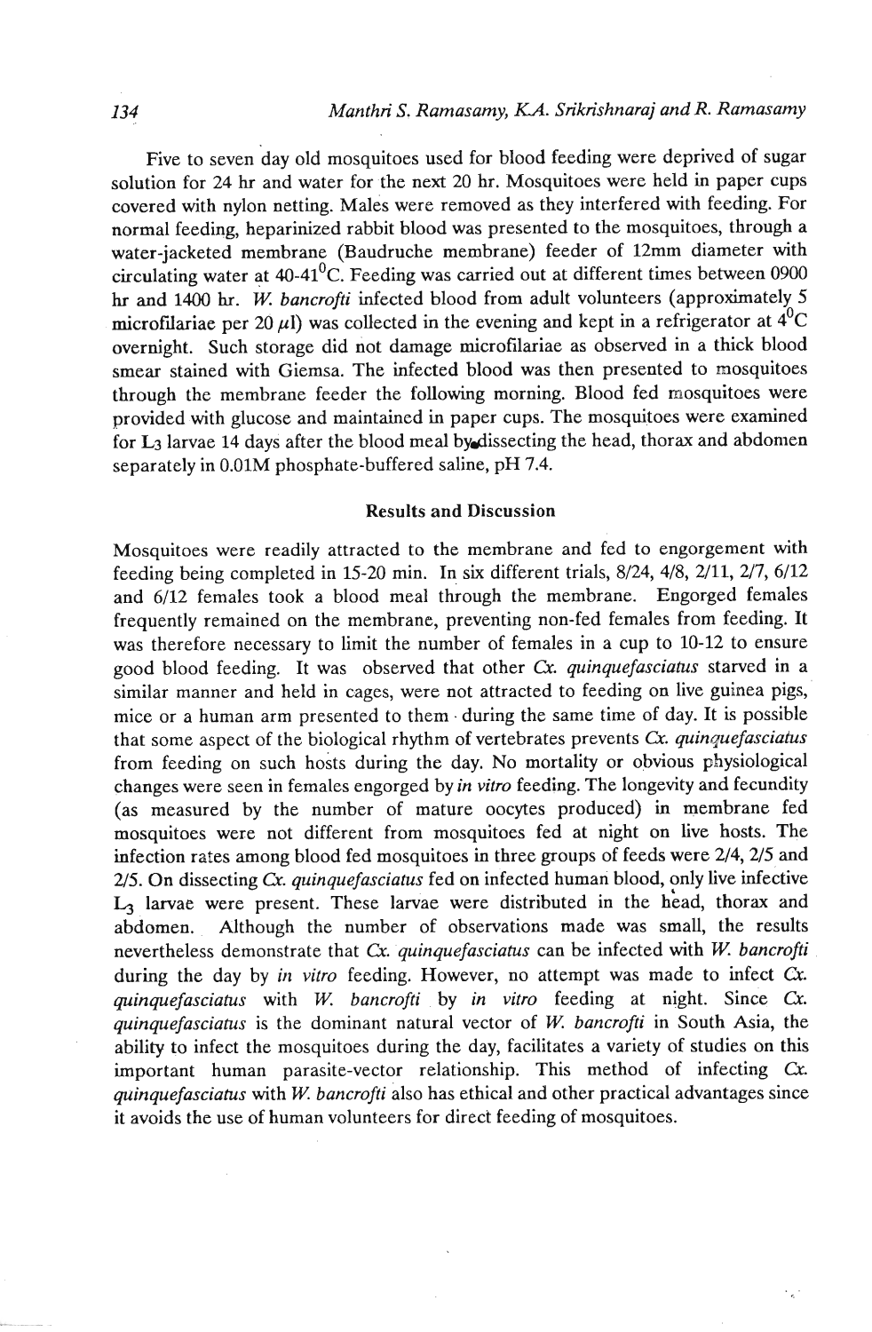Five to seven day old mosquitoes used for blood feeding were deprived of sugar solution for 24 hr and water for the next 20 hr. Mosquitoes were held in paper cups covered with nylon netting. Males were removed as they interfered with feeding. For normal feeding, heparinized rabbit blood was presented to the mosquitoes, through a water-jacketed membrane (Baudruche membrane) feeder of 12mm diameter with circulating water at 40-41$^0$C. Feeding was carried out at different times between 0900 hr and 1400 hr. *W. bancrofti* infected blood from adult volunteers (approximately 5 microfilariae per 20 $\mu$l) was collected in the evening and kept in a refrigerator at 4$^0$C overnight. Such storage did not damage microfilariae as observed in a thick blood smear stained with Giemsa. The infected blood was then presented to mosquitoes through the membrane feeder the following morning. Blood fed mosquitoes were provided with glucose and maintained in paper cups. The mosquitoes were examined for $L_3$ larvae 14 days after the blood meal by dissecting the head, thorax and abdomen separately in 0.01M phosphate-buffered saline, pH 7.4.

## Results and Discussion

Mosquitoes were readily attracted to the membrane and fed to engorgement with feeding being completed in 15-20 min. In six different trials, 8/24, 4/8, 2/11, 2/7, 6/12 and 6/12 females took a blood meal through the membrane. Engorged females frequently remained on the membrane, preventing non-fed females from feeding. It was therefore necessary to limit the number of females in a cup to 10-12 to ensure good blood feeding. It was observed that other *Cx. quinquefasciatus* starved in a similar manner and held in cages, were not attracted to feeding on live guinea pigs, mice or a human arm presented to them during the same time of day. It is possible that some aspect of the biological rhythm of vertebrates prevents *Cx. quinquefasciatus* from feeding on such hosts during the day. No mortality or obvious physiological changes were seen in females engorged by *in vitro* feeding. The longevity and fecundity (as measured by the number of mature oocytes produced) in membrane fed mosquitoes were not different from mosquitoes fed at night on live hosts. The infection rates among blood fed mosquitoes in three groups of feeds were 2/4, 2/5 and 2/5. On dissecting *Cx. quinquefasciatus* fed on infected human blood, only live infective $L_3$ larvae were present. These larvae were distributed in the head, thorax and abdomen. Although the number of observations made was small, the results nevertheless demonstrate that *Cx. quinquefasciatus* can be infected with *W. bancrofti* during the day by *in vitro* feeding. However, no attempt was made to infect *Cx. quinquefasciatus* with *W. bancrofti* by *in vitro* feeding at night. Since *Cx. quinquefasciatus* is the dominant natural vector of *W. bancrofti* in South Asia, the ability to infect the mosquitoes during the day, facilitates a variety of studies on this important human parasite-vector relationship. This method of infecting *Cx. quinquefasciatus* with *W. bancrofti* also has ethical and other practical advantages since it avoids the use of human volunteers for direct feeding of mosquitoes.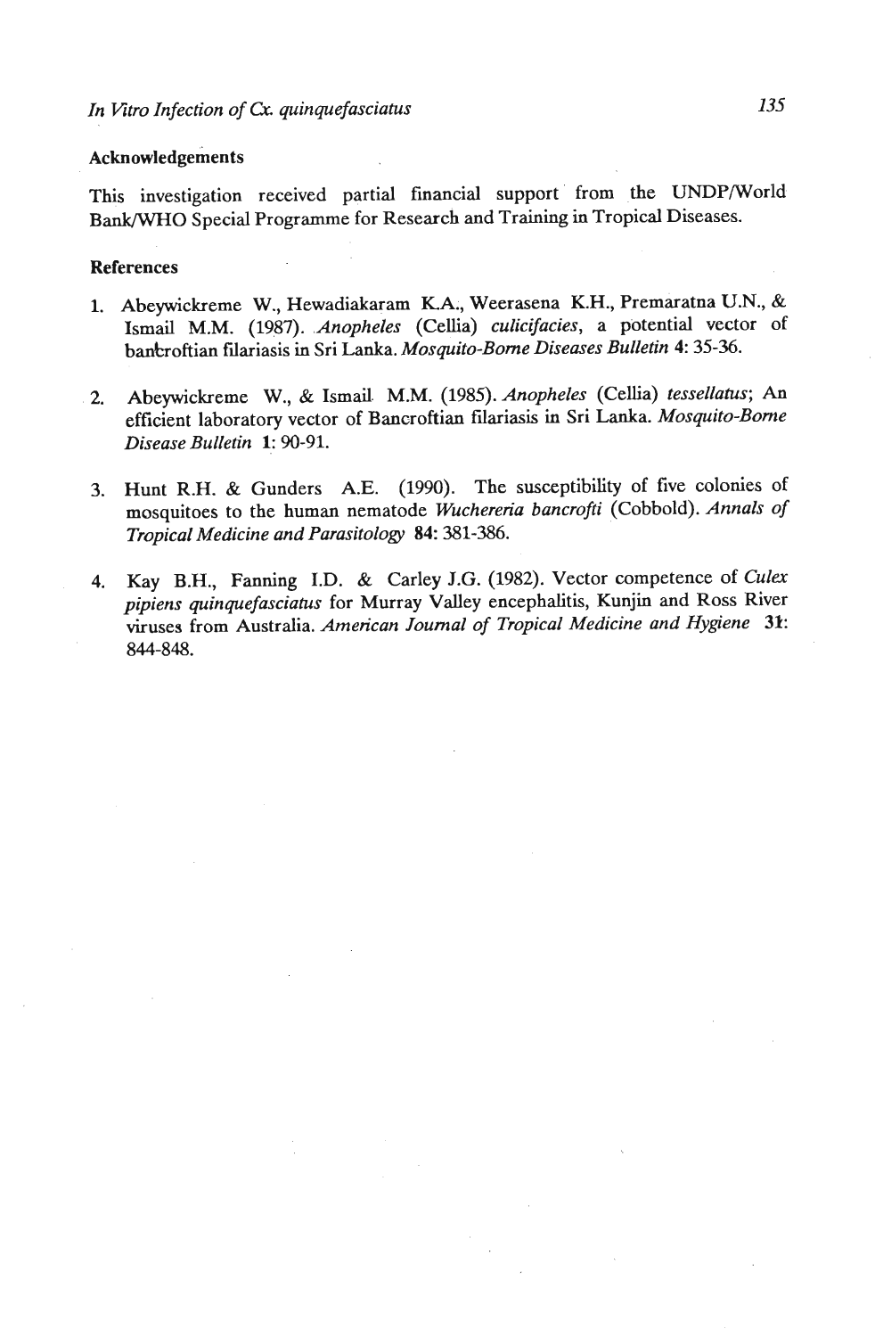## Acknowledgements

This investigation received partial financial support from the UNDP/World Bank/WHO Special Programme for Research and Training in Tropical Diseases.

## References

1. Abeywickreme W., Hewadiakaram K.A., Weerasena K.H., Premaratna U.N., & Ismail M.M. (1987). *Anopheles* (Cellia) *culicifacies*, a potential vector of bancroftian filariasis in Sri Lanka. *Mosquito-Borne Diseases Bulletin* **4**: 35-36.

2. Abeywickreme W., & Ismail M.M. (1985). *Anopheles* (Cellia) *tessellatus*; An efficient laboratory vector of Bancroftian filariasis in Sri Lanka. *Mosquito-Borne Disease Bulletin* **1**: 90-91.

3. Hunt R.H. & Gunders A.E. (1990). The susceptibility of five colonies of mosquitoes to the human nematode *Wuchereria bancrofti* (Cobbold). *Annals of Tropical Medicine and Parasitology* **84**: 381-386.

4. Kay B.H., Fanning I.D. & Carley J.G. (1982). Vector competence of *Culex pipiens quinquefasciatus* for Murray Valley encephalitis, Kunjin and Ross River viruses from Australia. *American Journal of Tropical Medicine and Hygiene* **31**: 844-848.